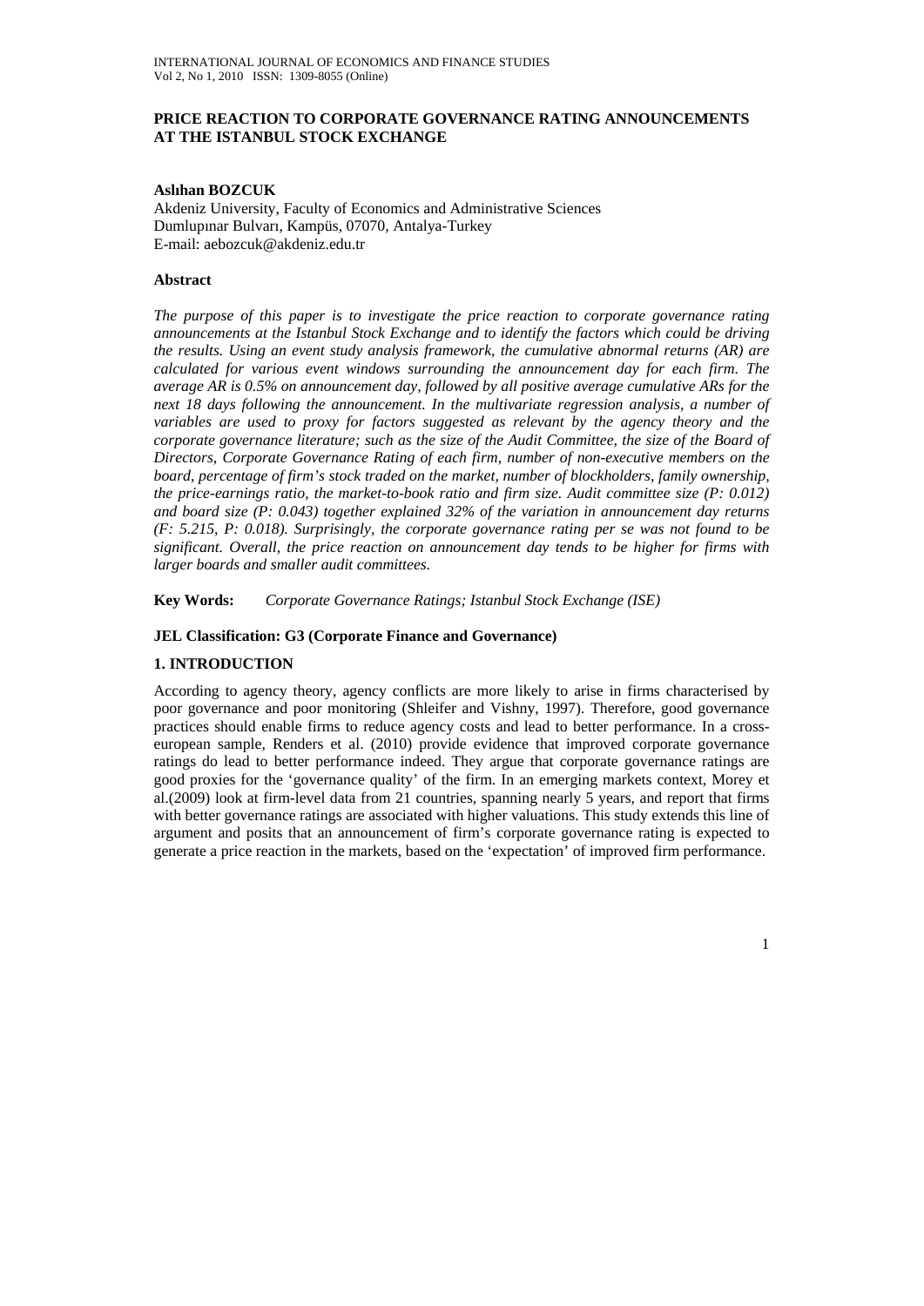# PRICE REACTION TO CORPORATE GOVERNANCE RATING ANNOUNCEMENTS AT THE ISTANBUL STOCK EXCHANGE

**Aslıhan BOZCUK**

Akdeniz University, Faculty of Economics and Administrative Sciences
Dumlupınar Bulvarı, Kampüs, 07070, Antalya-Turkey
E-mail: aebozcuk@akdeniz.edu.tr

## Abstract

*The purpose of this paper is to investigate the price reaction to corporate governance rating announcements at the Istanbul Stock Exchange and to identify the factors which could be driving the results. Using an event study analysis framework, the cumulative abnormal returns (AR) are calculated for various event windows surrounding the announcement day for each firm. The average AR is 0.5% on announcement day, followed by all positive average cumulative ARs for the next 18 days following the announcement. In the multivariate regression analysis, a number of variables are used to proxy for factors suggested as relevant by the agency theory and the corporate governance literature; such as the size of the Audit Committee, the size of the Board of Directors, Corporate Governance Rating of each firm, number of non-executive members on the board, percentage of firm's stock traded on the market, number of blockholders, family ownership, the price-earnings ratio, the market-to-book ratio and firm size. Audit committee size (P: 0.012) and board size (P: 0.043) together explained 32% of the variation in announcement day returns (F: 5.215, P: 0.018). Surprisingly, the corporate governance rating per se was not found to be significant. Overall, the price reaction on announcement day tends to be higher for firms with larger boards and smaller audit committees.*

**Key Words:** *Corporate Governance Ratings; Istanbul Stock Exchange (ISE)*

**JEL Classification: G3 (Corporate Finance and Governance)**

## 1. INTRODUCTION

According to agency theory, agency conflicts are more likely to arise in firms characterised by poor governance and poor monitoring (Shleifer and Vishny, 1997). Therefore, good governance practices should enable firms to reduce agency costs and lead to better performance. In a cross-european sample, Renders et al. (2010) provide evidence that improved corporate governance ratings do lead to better performance indeed. They argue that corporate governance ratings are good proxies for the 'governance quality' of the firm. In an emerging markets context, Morey et al.(2009) look at firm-level data from 21 countries, spanning nearly 5 years, and report that firms with better governance ratings are associated with higher valuations. This study extends this line of argument and posits that an announcement of firm's corporate governance rating is expected to generate a price reaction in the markets, based on the 'expectation' of improved firm performance.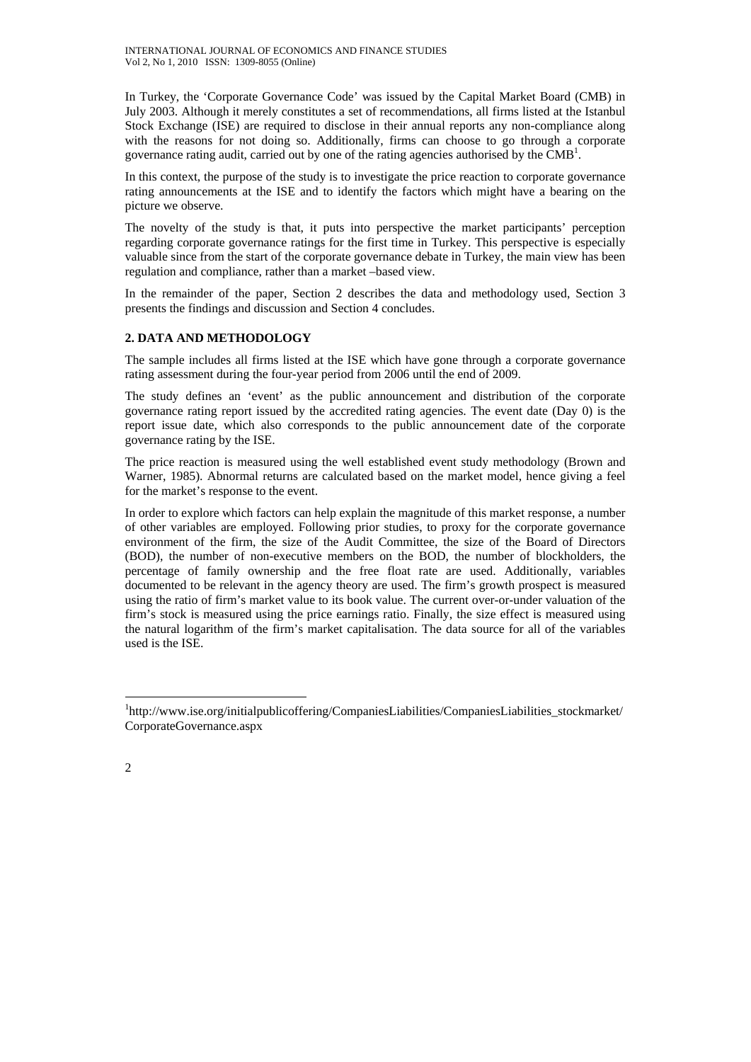In Turkey, the 'Corporate Governance Code' was issued by the Capital Market Board (CMB) in July 2003. Although it merely constitutes a set of recommendations, all firms listed at the Istanbul Stock Exchange (ISE) are required to disclose in their annual reports any non-compliance along with the reasons for not doing so. Additionally, firms can choose to go through a corporate governance rating audit, carried out by one of the rating agencies authorised by the CMB[1].

In this context, the purpose of the study is to investigate the price reaction to corporate governance rating announcements at the ISE and to identify the factors which might have a bearing on the picture we observe.

The novelty of the study is that, it puts into perspective the market participants' perception regarding corporate governance ratings for the first time in Turkey. This perspective is especially valuable since from the start of the corporate governance debate in Turkey, the main view has been regulation and compliance, rather than a market –based view.

In the remainder of the paper, Section 2 describes the data and methodology used, Section 3 presents the findings and discussion and Section 4 concludes.

## 2. DATA AND METHODOLOGY

The sample includes all firms listed at the ISE which have gone through a corporate governance rating assessment during the four-year period from 2006 until the end of 2009.

The study defines an 'event' as the public announcement and distribution of the corporate governance rating report issued by the accredited rating agencies. The event date (Day 0) is the report issue date, which also corresponds to the public announcement date of the corporate governance rating by the ISE.

The price reaction is measured using the well established event study methodology (Brown and Warner, 1985). Abnormal returns are calculated based on the market model, hence giving a feel for the market's response to the event.

In order to explore which factors can help explain the magnitude of this market response, a number of other variables are employed. Following prior studies, to proxy for the corporate governance environment of the firm, the size of the Audit Committee, the size of the Board of Directors (BOD), the number of non-executive members on the BOD, the number of blockholders, the percentage of family ownership and the free float rate are used. Additionally, variables documented to be relevant in the agency theory are used. The firm's growth prospect is measured using the ratio of firm's market value to its book value. The current over-or-under valuation of the firm's stock is measured using the price earnings ratio. Finally, the size effect is measured using the natural logarithm of the firm's market capitalisation. The data source for all of the variables used is the ISE.

---

[1] http://www.ise.org/initialpublicoffering/CompaniesLiabilities/CompaniesLiabilities_stockmarket/CorporateGovernance.aspx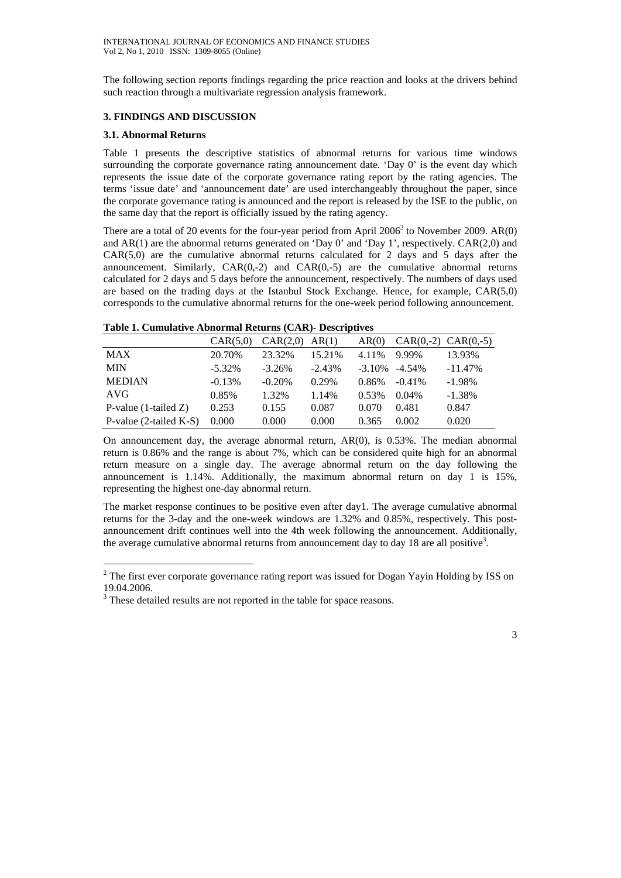The following section reports findings regarding the price reaction and looks at the drivers behind such reaction through a multivariate regression analysis framework.

### 3. FINDINGS AND DISCUSSION

#### 3.1. Abnormal Returns

Table 1 presents the descriptive statistics of abnormal returns for various time windows surrounding the corporate governance rating announcement date. 'Day 0' is the event day which represents the issue date of the corporate governance rating report by the rating agencies. The terms 'issue date' and 'announcement date' are used interchangeably throughout the paper, since the corporate governance rating is announced and the report is released by the ISE to the public, on the same day that the report is officially issued by the rating agency.

There are a total of 20 events for the four-year period from April 2006[2] to November 2009. AR(0) and AR(1) are the abnormal returns generated on 'Day 0' and 'Day 1', respectively. CAR(2,0) and CAR(5,0) are the cumulative abnormal returns calculated for 2 days and 5 days after the announcement. Similarly, CAR(0,-2) and CAR(0,-5) are the cumulative abnormal returns calculated for 2 days and 5 days before the announcement, respectively. The numbers of days used are based on the trading days at the Istanbul Stock Exchange. Hence, for example, CAR(5,0) corresponds to the cumulative abnormal returns for the one-week period following announcement.

**Table 1. Cumulative Abnormal Returns (CAR)- Descriptives**

| | CAR(5,0) | CAR(2,0) | AR(1) | AR(0) | CAR(0,-2) | CAR(0,-5) |
|---|---|---|---|---|---|---|
| MAX | 20.70% | 23.32% | 15.21% | 4.11% | 9.99% | 13.93% |
| MIN | -5.32% | -3.26% | -2.43% | -3.10% | -4.54% | -11.47% |
| MEDIAN | -0.13% | -0.20% | 0.29% | 0.86% | -0.41% | -1.98% |
| AVG | 0.85% | 1.32% | 1.14% | 0.53% | 0.04% | -1.38% |
| P-value (1-tailed Z) | 0.253 | 0.155 | 0.087 | 0.070 | 0.481 | 0.847 |
| P-value (2-tailed K-S) | 0.000 | 0.000 | 0.000 | 0.365 | 0.002 | 0.020 |

On announcement day, the average abnormal return, AR(0), is 0.53%. The median abnormal return is 0.86% and the range is about 7%, which can be considered quite high for an abnormal return measure on a single day. The average abnormal return on the day following the announcement is 1.14%. Additionally, the maximum abnormal return on day 1 is 15%, representing the highest one-day abnormal return.

The market response continues to be positive even after day1. The average cumulative abnormal returns for the 3-day and the one-week windows are 1.32% and 0.85%, respectively. This post-announcement drift continues well into the 4th week following the announcement. Additionally, the average cumulative abnormal returns from announcement day to day 18 are all positive[3].

---

[2] The first ever corporate governance rating report was issued for Dogan Yayin Holding by ISS on 19.04.2006.

[3] These detailed results are not reported in the table for space reasons.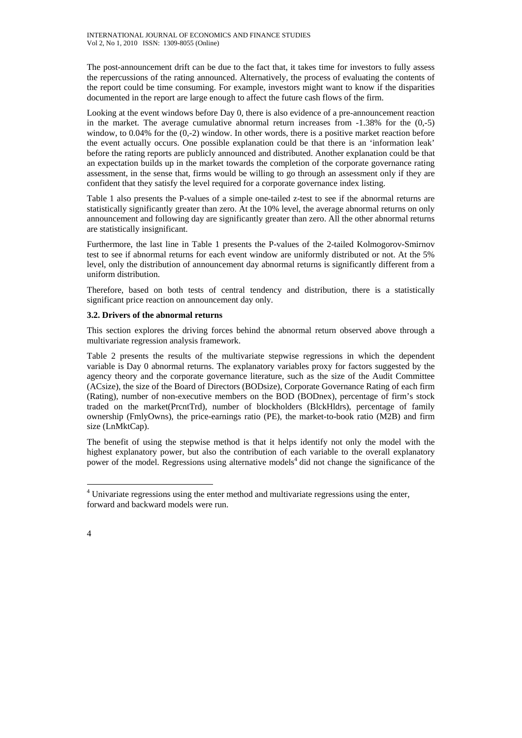The post-announcement drift can be due to the fact that, it takes time for investors to fully assess the repercussions of the rating announced. Alternatively, the process of evaluating the contents of the report could be time consuming. For example, investors might want to know if the disparities documented in the report are large enough to affect the future cash flows of the firm.

Looking at the event windows before Day 0, there is also evidence of a pre-announcement reaction in the market. The average cumulative abnormal return increases from -1.38% for the (0,-5) window, to 0.04% for the (0,-2) window. In other words, there is a positive market reaction before the event actually occurs. One possible explanation could be that there is an 'information leak' before the rating reports are publicly announced and distributed. Another explanation could be that an expectation builds up in the market towards the completion of the corporate governance rating assessment, in the sense that, firms would be willing to go through an assessment only if they are confident that they satisfy the level required for a corporate governance index listing.

Table 1 also presents the P-values of a simple one-tailed z-test to see if the abnormal returns are statistically significantly greater than zero. At the 10% level, the average abnormal returns on only announcement and following day are significantly greater than zero. All the other abnormal returns are statistically insignificant.

Furthermore, the last line in Table 1 presents the P-values of the 2-tailed Kolmogorov-Smirnov test to see if abnormal returns for each event window are uniformly distributed or not. At the 5% level, only the distribution of announcement day abnormal returns is significantly different from a uniform distribution.

Therefore, based on both tests of central tendency and distribution, there is a statistically significant price reaction on announcement day only.

### 3.2. Drivers of the abnormal returns

This section explores the driving forces behind the abnormal return observed above through a multivariate regression analysis framework.

Table 2 presents the results of the multivariate stepwise regressions in which the dependent variable is Day 0 abnormal returns. The explanatory variables proxy for factors suggested by the agency theory and the corporate governance literature, such as the size of the Audit Committee (ACsize), the size of the Board of Directors (BODsize), Corporate Governance Rating of each firm (Rating), number of non-executive members on the BOD (BODnex), percentage of firm's stock traded on the market(PrcntTrd), number of blockholders (BlckHldrs), percentage of family ownership (FmlyOwns), the price-earnings ratio (PE), the market-to-book ratio (M2B) and firm size (LnMktCap).

The benefit of using the stepwise method is that it helps identify not only the model with the highest explanatory power, but also the contribution of each variable to the overall explanatory power of the model. Regressions using alternative models[4] did not change the significance of the

[4] Univariate regressions using the enter method and multivariate regressions using the enter, forward and backward models were run.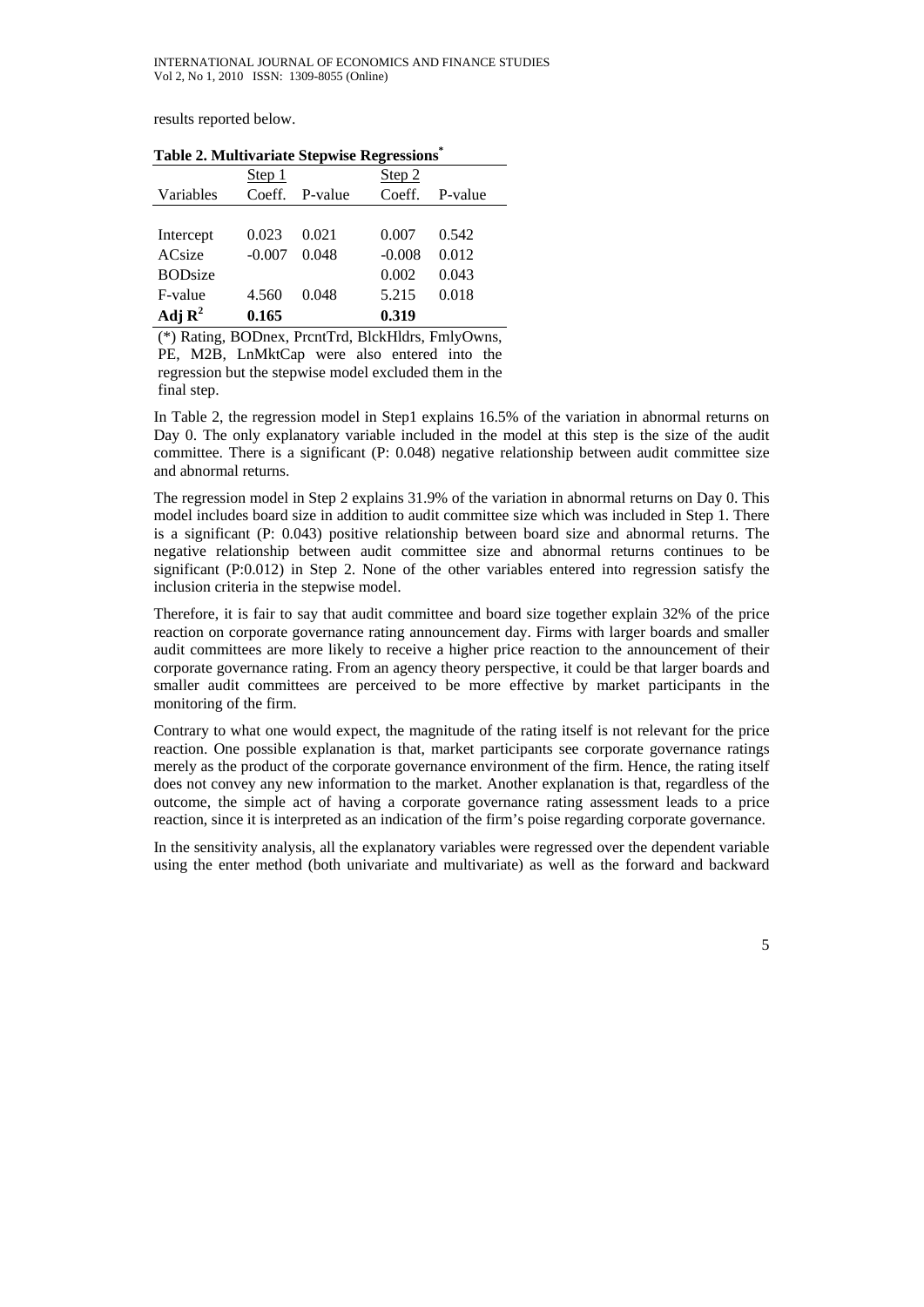results reported below.

**Table 2. Multivariate Stepwise Regressions***

| | Step 1 | | Step 2 | |
|---|---|---|---|---|
| Variables | Coeff. | P-value | Coeff. | P-value |
| Intercept | 0.023 | 0.021 | 0.007 | 0.542 |
| ACsize | -0.007 | 0.048 | -0.008 | 0.012 |
| BODsize | | | 0.002 | 0.043 |
| F-value | 4.560 | 0.048 | 5.215 | 0.018 |
| **Adj $R^2$** | **0.165** | | **0.319** | |

(*) Rating, BODnex, PrcntTrd, BlckHldrs, FmlyOwns, PE, M2B, LnMktCap were also entered into the regression but the stepwise model excluded them in the final step.

In Table 2, the regression model in Step1 explains 16.5% of the variation in abnormal returns on Day 0. The only explanatory variable included in the model at this step is the size of the audit committee. There is a significant (P: 0.048) negative relationship between audit committee size and abnormal returns.

The regression model in Step 2 explains 31.9% of the variation in abnormal returns on Day 0. This model includes board size in addition to audit committee size which was included in Step 1. There is a significant (P: 0.043) positive relationship between board size and abnormal returns. The negative relationship between audit committee size and abnormal returns continues to be significant (P:0.012) in Step 2. None of the other variables entered into regression satisfy the inclusion criteria in the stepwise model.

Therefore, it is fair to say that audit committee and board size together explain 32% of the price reaction on corporate governance rating announcement day. Firms with larger boards and smaller audit committees are more likely to receive a higher price reaction to the announcement of their corporate governance rating. From an agency theory perspective, it could be that larger boards and smaller audit committees are perceived to be more effective by market participants in the monitoring of the firm.

Contrary to what one would expect, the magnitude of the rating itself is not relevant for the price reaction. One possible explanation is that, market participants see corporate governance ratings merely as the product of the corporate governance environment of the firm. Hence, the rating itself does not convey any new information to the market. Another explanation is that, regardless of the outcome, the simple act of having a corporate governance rating assessment leads to a price reaction, since it is interpreted as an indication of the firm's poise regarding corporate governance.

In the sensitivity analysis, all the explanatory variables were regressed over the dependent variable using the enter method (both univariate and multivariate) as well as the forward and backward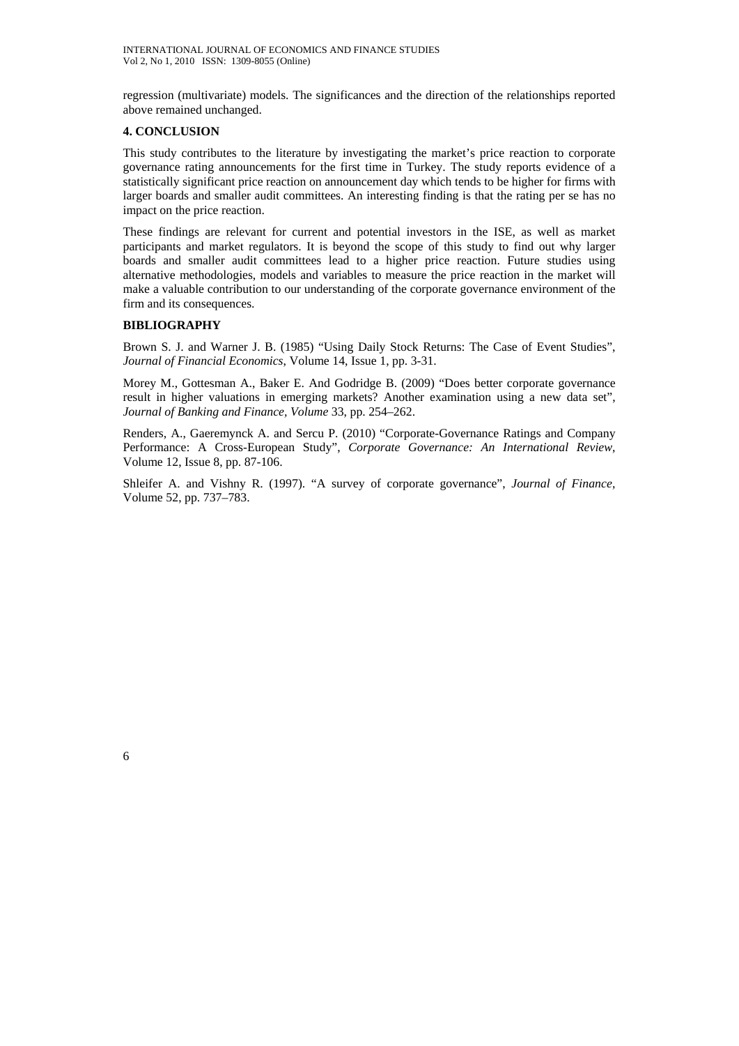regression (multivariate) models. The significances and the direction of the relationships reported above remained unchanged.

## 4. CONCLUSION

This study contributes to the literature by investigating the market's price reaction to corporate governance rating announcements for the first time in Turkey. The study reports evidence of a statistically significant price reaction on announcement day which tends to be higher for firms with larger boards and smaller audit committees. An interesting finding is that the rating per se has no impact on the price reaction.

These findings are relevant for current and potential investors in the ISE, as well as market participants and market regulators. It is beyond the scope of this study to find out why larger boards and smaller audit committees lead to a higher price reaction. Future studies using alternative methodologies, models and variables to measure the price reaction in the market will make a valuable contribution to our understanding of the corporate governance environment of the firm and its consequences.

## BIBLIOGRAPHY

Brown S. J. and Warner J. B. (1985) "Using Daily Stock Returns: The Case of Event Studies", *Journal of Financial Economics*, Volume 14, Issue 1, pp. 3-31.

Morey M., Gottesman A., Baker E. And Godridge B. (2009) "Does better corporate governance result in higher valuations in emerging markets? Another examination using a new data set", *Journal of Banking and Finance, Volume* 33, pp. 254–262.

Renders, A., Gaeremynck A. and Sercu P. (2010) "Corporate-Governance Ratings and Company Performance: A Cross-European Study", *Corporate Governance: An International Review*, Volume 12, Issue 8, pp. 87-106.

Shleifer A. and Vishny R. (1997). "A survey of corporate governance", *Journal of Finance*, Volume 52, pp. 737–783.